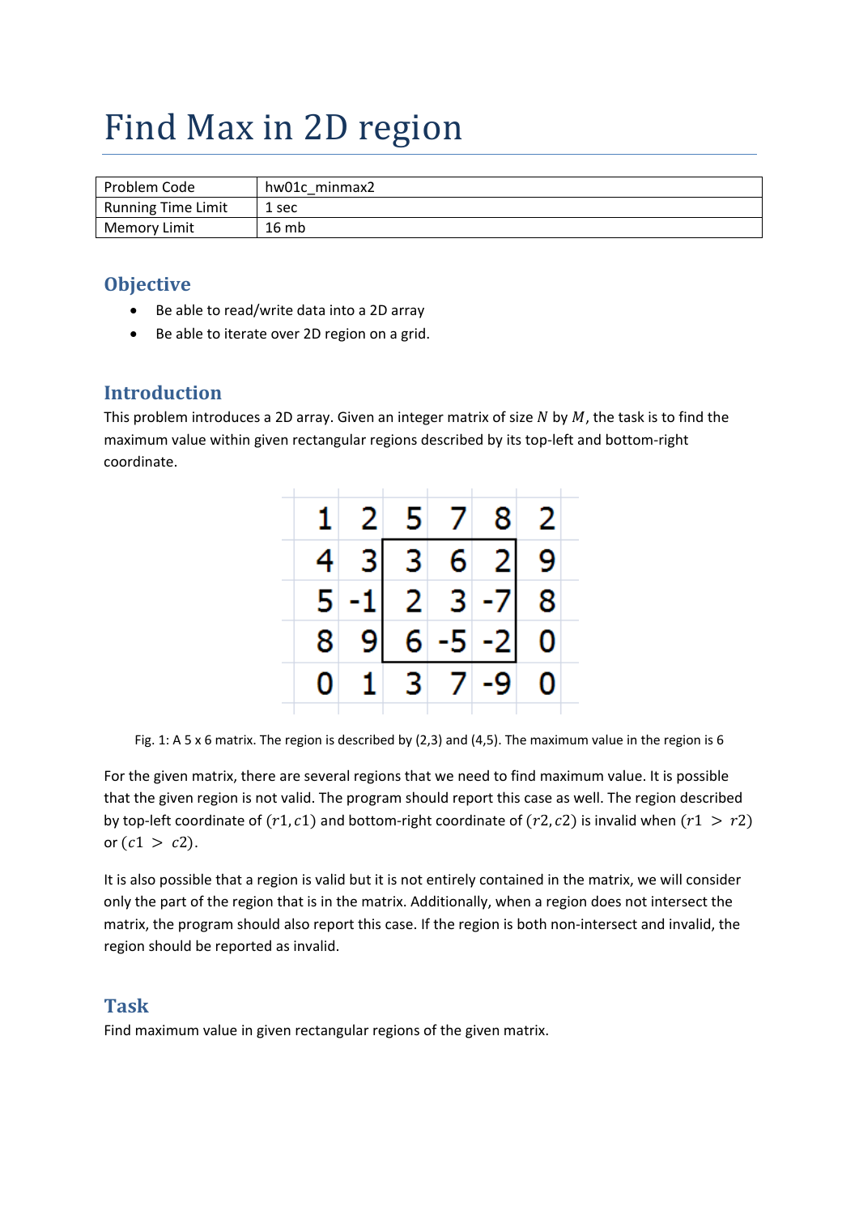# Find Max in 2D region

| Problem Code | hw01c_minmax2 |
|---|---|
| Running Time Limit | 1 sec |
| Memory Limit | 16 mb |

## Objective

- Be able to read/write data into a 2D array
- Be able to iterate over 2D region on a grid.

## Introduction

This problem introduces a 2D array. Given an integer matrix of size $N$ by $M$, the task is to find the maximum value within given rectangular regions described by its top-left and bottom-right coordinate.

| | | | | | |
|---|---|---|---|---|---|
| 1 | 2 | 5 | 7 | 8 | 2 |
| 4 | 3 | 3 | 6 | 2 | 9 |
| 5 | -1 | 2 | 3 | -7 | 8 |
| 8 | 9 | 6 | -5 | -2 | 0 |
| 0 | 1 | 3 | 7 | -9 | 0 |

Fig. 1: A 5 x 6 matrix. The region is described by (2,3) and (4,5). The maximum value in the region is 6

For the given matrix, there are several regions that we need to find maximum value. It is possible that the given region is not valid. The program should report this case as well. The region described by top-left coordinate of $(r1, c1)$ and bottom-right coordinate of $(r2, c2)$ is invalid when $(r1 > r2)$ or $(c1 > c2)$.

It is also possible that a region is valid but it is not entirely contained in the matrix, we will consider only the part of the region that is in the matrix. Additionally, when a region does not intersect the matrix, the program should also report this case. If the region is both non-intersect and invalid, the region should be reported as invalid.

## Task

Find maximum value in given rectangular regions of the given matrix.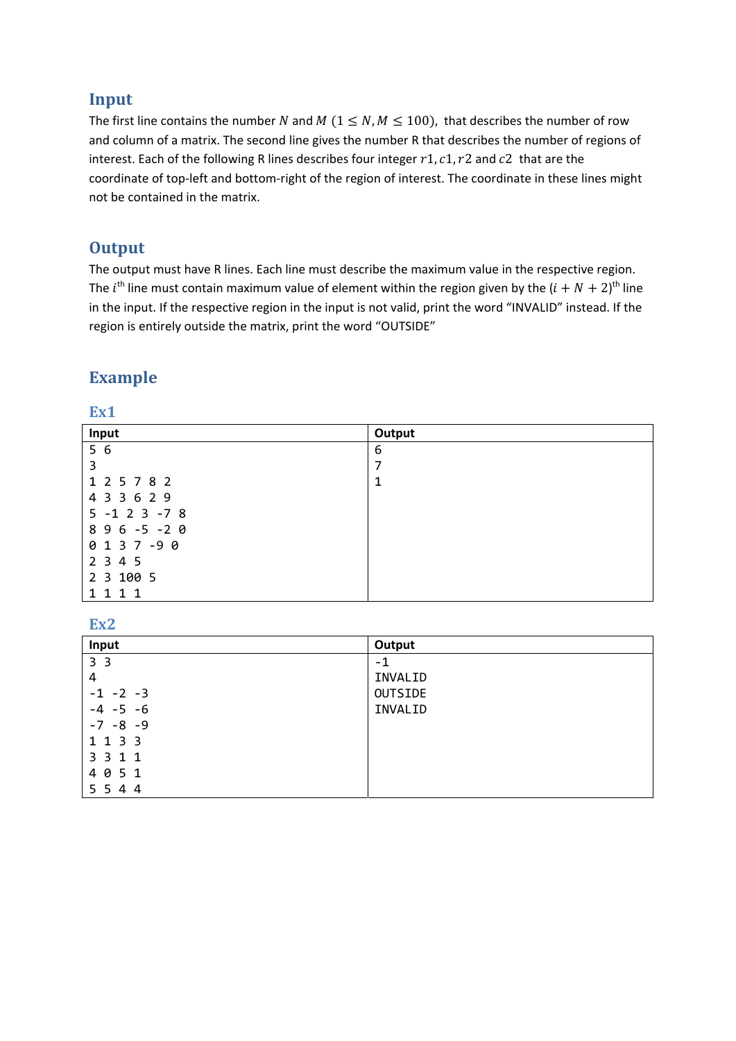## Input

The first line contains the number $N$ and $M$ $(1 \leq N, M \leq 100)$, that describes the number of row and column of a matrix. The second line gives the number R that describes the number of regions of interest. Each of the following R lines describes four integer $r1, c1, r2$ and $c2$ that are the coordinate of top-left and bottom-right of the region of interest. The coordinate in these lines might not be contained in the matrix.

## Output

The output must have R lines. Each line must describe the maximum value in the respective region. The $i^{th}$ line must contain maximum value of element within the region given by the $(i + N + 2)^{th}$ line in the input. If the respective region in the input is not valid, print the word "INVALID" instead. If the region is entirely outside the matrix, print the word "OUTSIDE"

## Example

### Ex1

| Input | Output |
|---|---|
| 5 6<br>3<br>1 2 5 7 8 2<br>4 3 3 6 2 9<br>5 -1 2 3 -7 8<br>8 9 6 -5 -2 0<br>0 1 3 7 -9 0<br>2 3 4 5<br>2 3 100 5<br>1 1 1 1 | 6<br>7<br>1 |

### Ex2

| Input | Output |
|---|---|
| 3 3<br>4<br>-1 -2 -3<br>-4 -5 -6<br>-7 -8 -9<br>1 1 3 3<br>3 3 1 1<br>4 0 5 1<br>5 5 4 4 | -1<br>INVALID<br>OUTSIDE<br>INVALID |